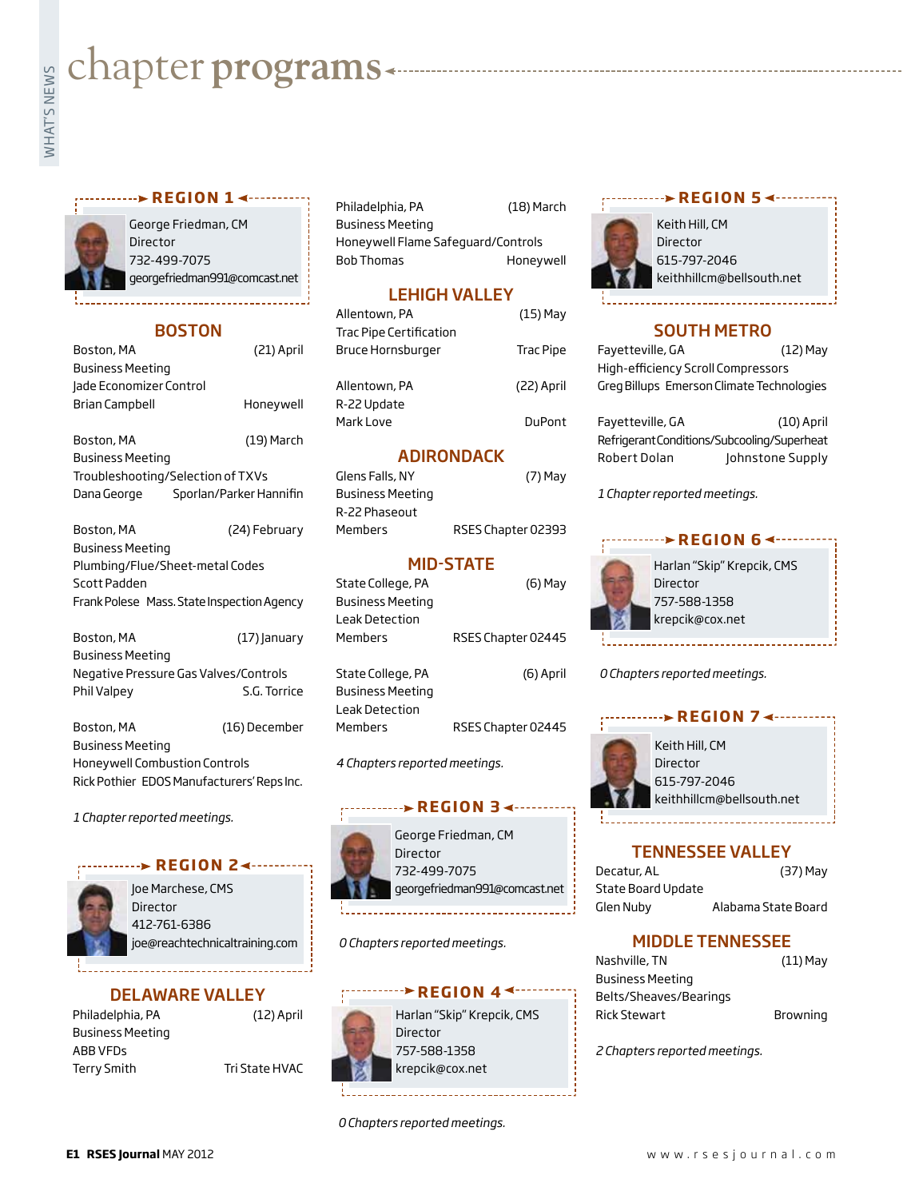# chapter programs

## REGION 1

George Friedman, CM
Director
732-499-7075
georgefriedman991@comcast.net

### BOSTON

Boston, MA (21) April
Business Meeting
Jade Economizer Control
Brian Campbell — Honeywell

Boston, MA (19) March
Business Meeting
Troubleshooting/Selection of TXVs
Dana George — Sporlan/Parker Hannifin

Boston, MA (24) February
Business Meeting
Plumbing/Flue/Sheet-metal Codes
Scott Padden
Frank Polese — Mass. State Inspection Agency

Boston, MA (17) January
Business Meeting
Negative Pressure Gas Valves/Controls
Phil Valpey — S.G. Torrice

Boston, MA (16) December
Business Meeting
Honeywell Combustion Controls
Rick Pothier — EDOS Manufacturers' Reps Inc.

*1 Chapter reported meetings.*

## REGION 2

Joe Marchese, CMS
Director
412-761-6386
joe@reachtechnicaltraining.com

### DELAWARE VALLEY

Philadelphia, PA (12) April
Business Meeting
ABB VFDs
Terry Smith — Tri State HVAC

Philadelphia, PA (18) March
Business Meeting
Honeywell Flame Safeguard/Controls
Bob Thomas — Honeywell

### LEHIGH VALLEY

Allentown, PA (15) May
Trac Pipe Certification
Bruce Hornsburger — Trac Pipe

Allentown, PA (22) April
R-22 Update
Mark Love — DuPont

### ADIRONDACK

Glens Falls, NY (7) May
Business Meeting
R-22 Phaseout
Members — RSES Chapter 02393

### MID-STATE

State College, PA (6) May
Business Meeting
Leak Detection
Members — RSES Chapter 02445

State College, PA (6) April
Business Meeting
Leak Detection
Members — RSES Chapter 02445

*4 Chapters reported meetings.*

## REGION 3

George Friedman, CM
Director
732-499-7075
georgefriedman991@comcast.net

*0 Chapters reported meetings.*

## REGION 4

Harlan "Skip" Krepcik, CMS
Director
757-588-1358
krepcik@cox.net

*0 Chapters reported meetings.*

## REGION 5

Keith Hill, CM
Director
615-797-2046
keithhillcm@bellsouth.net

### SOUTH METRO

Fayetteville, GA (12) May
High-efficiency Scroll Compressors
Greg Billups — Emerson Climate Technologies

Fayetteville, GA (10) April
Refrigerant Conditions/Subcooling/Superheat
Robert Dolan — Johnstone Supply

*1 Chapter reported meetings.*

## REGION 6

Harlan "Skip" Krepcik, CMS
Director
757-588-1358
krepcik@cox.net

*0 Chapters reported meetings.*

## REGION 7

Keith Hill, CM
Director
615-797-2046
keithhillcm@bellsouth.net

### TENNESSEE VALLEY

Decatur, AL (37) May
State Board Update
Glen Nuby — Alabama State Board

### MIDDLE TENNESSEE

Nashville, TN (11) May
Business Meeting
Belts/Sheaves/Bearings
Rick Stewart — Browning

*2 Chapters reported meetings.*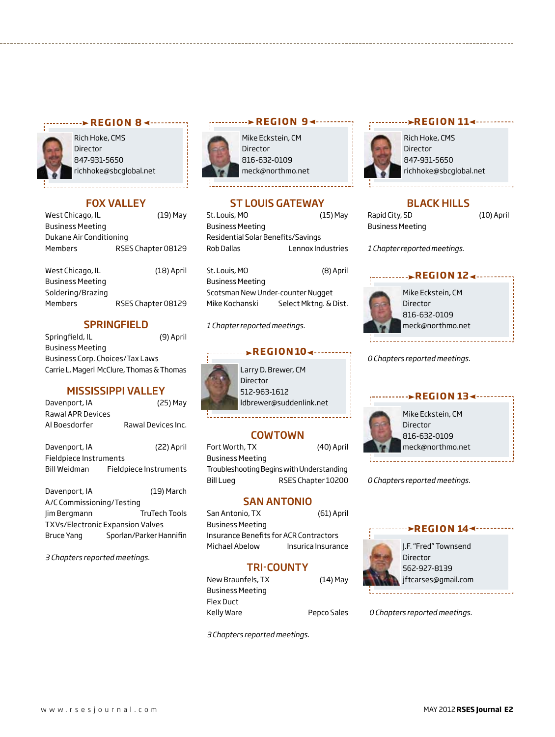## REGION 8

Rich Hoke, CMS
Director
847-931-5650
richhoke@sbcglobal.net

### FOX VALLEY

West Chicago, IL (19) May
Business Meeting
Dukane Air Conditioning
Members RSES Chapter 08129

West Chicago, IL (18) April
Business Meeting
Soldering/Brazing
Members RSES Chapter 08129

### SPRINGFIELD

Springfield, IL (9) April
Business Meeting
Business Corp. Choices/Tax Laws
Carrie L. Magerl McClure, Thomas & Thomas

### MISSISSIPPI VALLEY

Davenport, IA (25) May
Rawal APR Devices
Al Boesdorfer Rawal Devices Inc.

Davenport, IA (22) April
Fieldpiece Instruments
Bill Weidman Fieldpiece Instruments

Davenport, IA (19) March
A/C Commissioning/Testing
Jim Bergmann TruTech Tools
TXVs/Electronic Expansion Valves
Bruce Yang Sporlan/Parker Hannifin

*3 Chapters reported meetings.*

## REGION 9

Mike Eckstein, CM
Director
816-632-0109
meck@northmo.net

### ST LOUIS GATEWAY

St. Louis, MO (15) May
Business Meeting
Residential Solar Benefits/Savings
Rob Dallas Lennox Industries

St. Louis, MO (8) April
Business Meeting
Scotsman New Under-counter Nugget
Mike Kochanski Select Mktng. & Dist.

*1 Chapter reported meetings.*

## REGION 10

Larry D. Brewer, CM
Director
512-963-1612
ldbrewer@suddenlink.net

### COWTOWN

Fort Worth, TX (40) April
Business Meeting
Troubleshooting Begins with Understanding
Bill Lueg RSES Chapter 10200

### SAN ANTONIO

San Antonio, TX (61) April
Business Meeting
Insurance Benefits for ACR Contractors
Michael Abelow Insurica Insurance

### TRI-COUNTY

New Braunfels, TX (14) May
Business Meeting
Flex Duct
Kelly Ware Pepco Sales

*3 Chapters reported meetings.*

## REGION 11

Rich Hoke, CMS
Director
847-931-5650
richhoke@sbcglobal.net

### BLACK HILLS

Rapid City, SD (10) April
Business Meeting

*1 Chapter reported meetings.*

## REGION 12

Mike Eckstein, CM
Director
816-632-0109
meck@northmo.net

*0 Chapters reported meetings.*

## REGION 13

Mike Eckstein, CM
Director
816-632-0109
meck@northmo.net

*0 Chapters reported meetings.*

## REGION 14

J.F. "Fred" Townsend
Director
562-927-8139
jftcarses@gmail.com

*0 Chapters reported meetings.*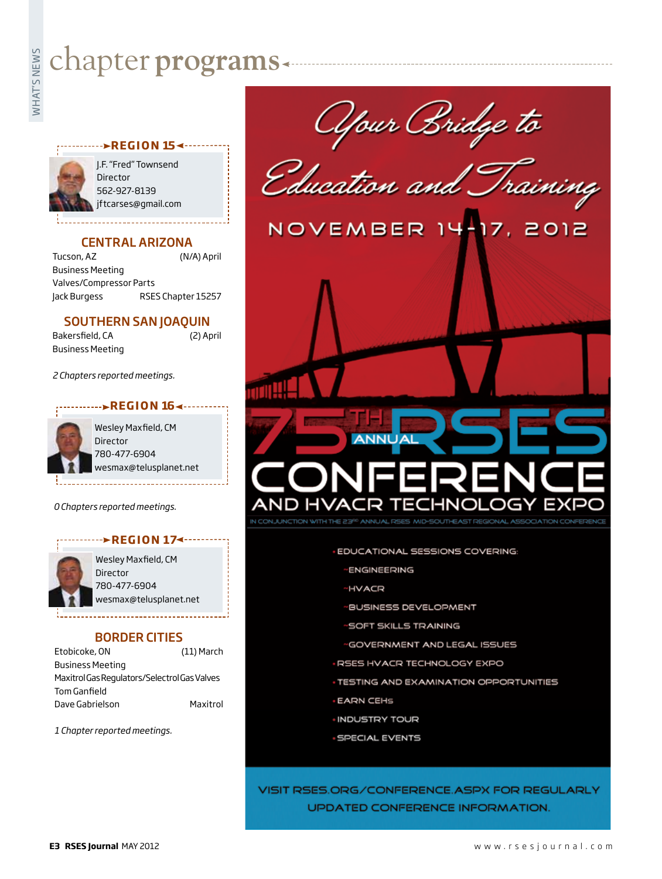# chapter programs

## REGION 15

J.F. "Fred" Townsend
Director
562-927-8139
jftcarses@gmail.com

### CENTRAL ARIZONA

Tucson, AZ (N/A) April
Business Meeting
Valves/Compressor Parts
Jack Burgess RSES Chapter 15257

### SOUTHERN SAN JOAQUIN

Bakersfield, CA (2) April
Business Meeting

*2 Chapters reported meetings.*

## REGION 16

Wesley Maxfield, CM
Director
780-477-6904
wesmax@telusplanet.net

*0 Chapters reported meetings.*

## REGION 17

Wesley Maxfield, CM
Director
780-477-6904
wesmax@telusplanet.net

### BORDER CITIES

Etobicoke, ON (11) March
Business Meeting
Maxitrol Gas Regulators/Selectrol Gas Valves
Tom Ganfield
Dave Gabrielson Maxitrol

*1 Chapter reported meetings.*

---

*Your Bridge to Education and Training*

NOVEMBER 14-17, 2012

# 75TH ANNUAL RSES CONFERENCE AND HVACR TECHNOLOGY EXPO

IN CONJUNCTION WITH THE 23RD ANNUAL RSES MID-SOUTHEAST REGIONAL ASSOCIATION CONFERENCE

- EDUCATIONAL SESSIONS COVERING:
  - ENGINEERING
  - HVACR
  - BUSINESS DEVELOPMENT
  - SOFT SKILLS TRAINING
  - GOVERNMENT AND LEGAL ISSUES
- RSES HVACR TECHNOLOGY EXPO
- TESTING AND EXAMINATION OPPORTUNITIES
- EARN CEHs
- INDUSTRY TOUR
- SPECIAL EVENTS

VISIT RSES.ORG/CONFERENCE.ASPX FOR REGULARLY UPDATED CONFERENCE INFORMATION.